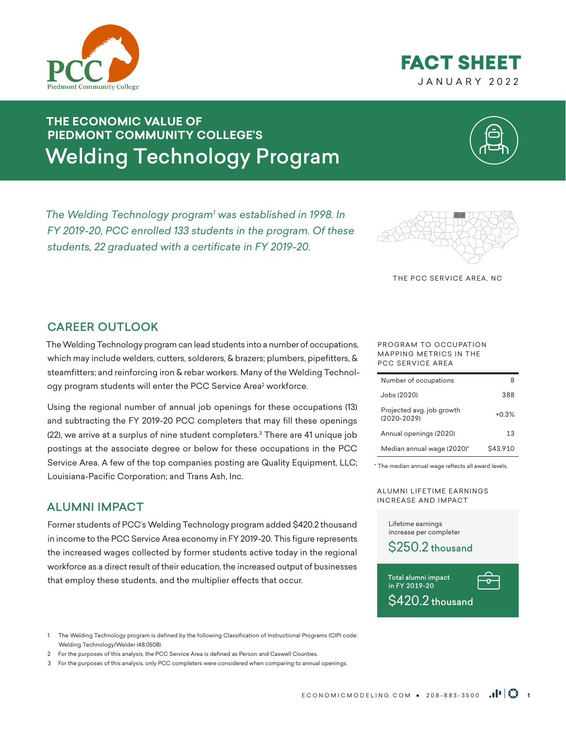FACT SHEET

JANUARY 2022

# THE ECONOMIC VALUE OF PIEDMONT COMMUNITY COLLEGE'S Welding Technology Program

*The Welding Technology program[1] was established in 1998. In FY 2019-20, PCC enrolled 133 students in the program. Of these students, 22 graduated with a certificate in FY 2019-20.*

THE PCC SERVICE AREA, NC

## CAREER OUTLOOK

The Welding Technology program can lead students into a number of occupations, which may include welders, cutters, solderers, & brazers; plumbers, pipefitters, & steamfitters; and reinforcing iron & rebar workers. Many of the Welding Technology program students will enter the PCC Service Area[2] workforce.

Using the regional number of annual job openings for these occupations (13) and subtracting the FY 2019-20 PCC completers that may fill these openings (22), we arrive at a surplus of nine student completers.[3] There are 41 unique job postings at the associate degree or below for these occupations in the PCC Service Area. A few of the top companies posting are Quality Equipment, LLC; Louisiana-Pacific Corporation; and Trans Ash, Inc.

PROGRAM TO OCCUPATION MAPPING METRICS IN THE PCC SERVICE AREA

| Metric | Value |
|---|---|
| Number of occupations | 8 |
| Jobs (2020) | 388 |
| Projected avg. job growth (2020-2029) | +0.3% |
| Annual openings (2020) | 13 |
| Median annual wage (2020)* | $43,910 |

\* The median annual wage reflects all award levels.

## ALUMNI IMPACT

Former students of PCC's Welding Technology program added $420.2 thousand in income to the PCC Service Area economy in FY 2019-20. This figure represents the increased wages collected by former students active today in the regional workforce as a direct result of their education, the increased output of businesses that employ these students, and the multiplier effects that occur.

ALUMNI LIFETIME EARNINGS INCREASE AND IMPACT

Lifetime earnings increase per completer
**$250.2 thousand**

Total alumni impact in FY 2019-20
**$420.2 thousand**

1 The Welding Technology program is defined by the following Classification of Instructional Programs (CIP) code: Welding Technology/Welder (48.0508).

2 For the purposes of this analysis, the PCC Service Area is defined as Person and Caswell Counties.

3 For the purposes of this analysis, only PCC completers were considered when comparing to annual openings.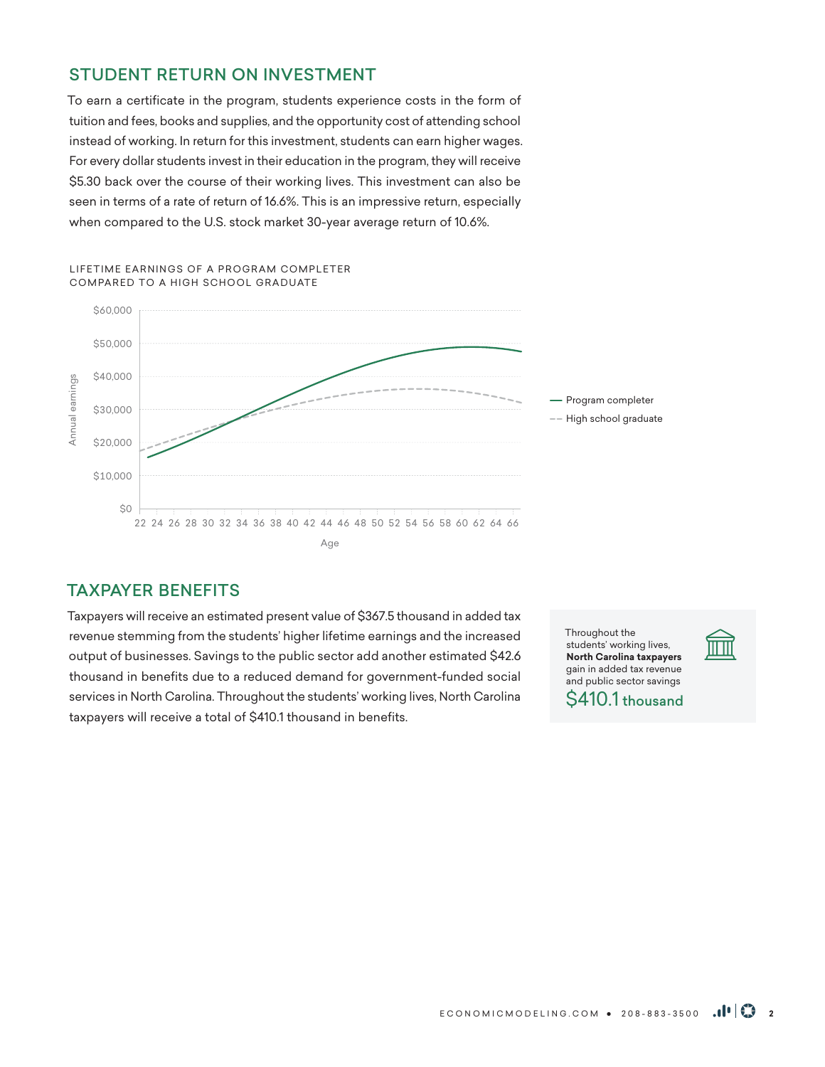## STUDENT RETURN ON INVESTMENT

To earn a certificate in the program, students experience costs in the form of tuition and fees, books and supplies, and the opportunity cost of attending school instead of working. In return for this investment, students can earn higher wages. For every dollar students invest in their education in the program, they will receive $5.30 back over the course of their working lives. This investment can also be seen in terms of a rate of return of 16.6%. This is an impressive return, especially when compared to the U.S. stock market 30-year average return of 10.6%.

LIFETIME EARNINGS OF A PROGRAM COMPLETER COMPARED TO A HIGH SCHOOL GRADUATE

Annual earnings

$60,000
$50,000
$40,000
$30,000
$20,000
$10,000
$0

22 24 26 28 30 32 34 36 38 40 42 44 46 48 50 52 54 56 58 60 62 64 66

Age

Program completer
High school graduate

## TAXPAYER BENEFITS

Taxpayers will receive an estimated present value of $367.5 thousand in added tax revenue stemming from the students' higher lifetime earnings and the increased output of businesses. Savings to the public sector add another estimated $42.6 thousand in benefits due to a reduced demand for government-funded social services in North Carolina. Throughout the students' working lives, North Carolina taxpayers will receive a total of $410.1 thousand in benefits.

Throughout the students' working lives, **North Carolina taxpayers** gain in added tax revenue and public sector savings

$410.1 thousand